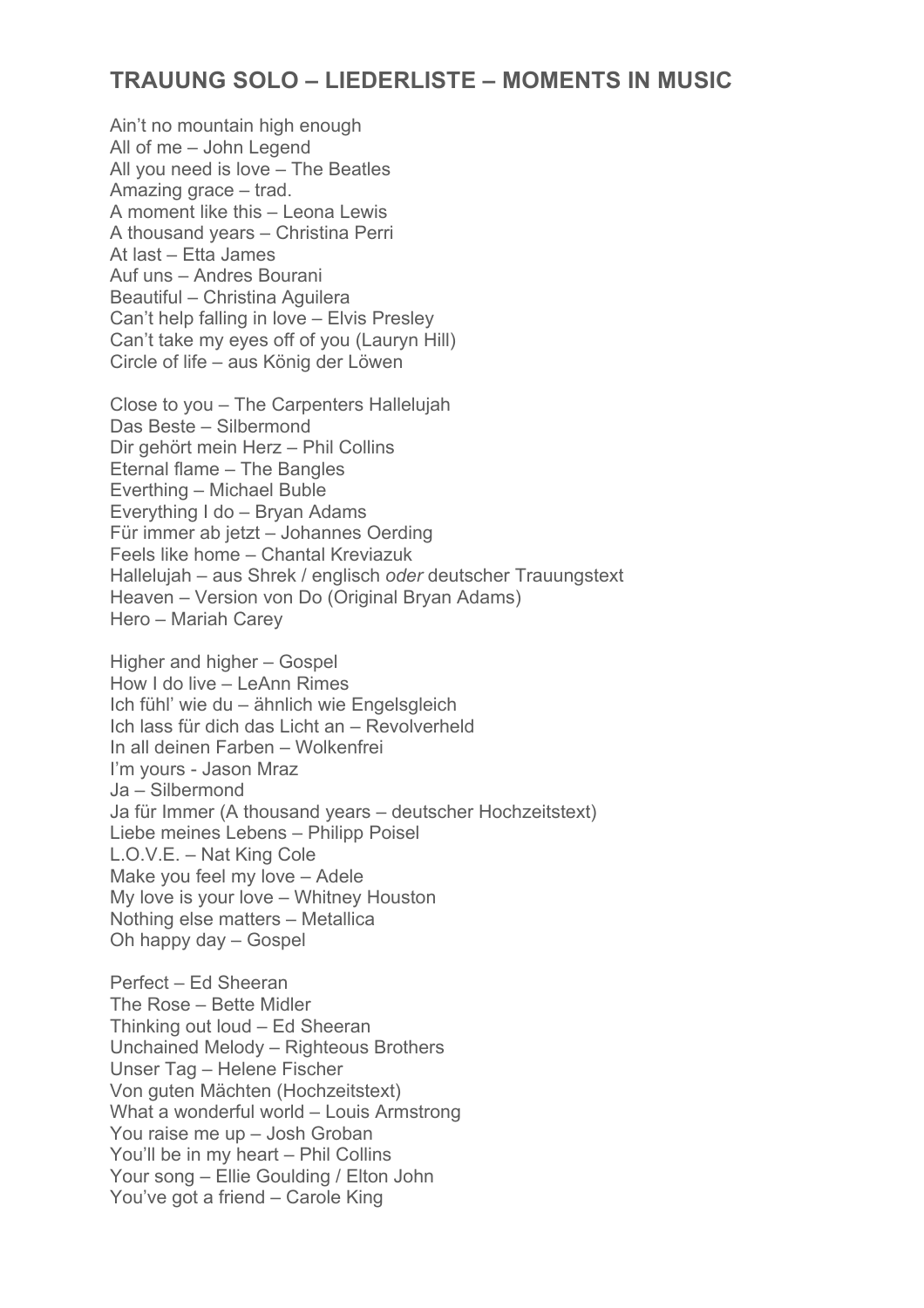## TRAUUNG SOLO – LIEDERLISTE – MOMENTS IN MUSIC

Ain't no mountain high enough
All of me – John Legend
All you need is love – The Beatles
Amazing grace – trad.
A moment like this – Leona Lewis
A thousand years – Christina Perri
At last – Etta James
Auf uns – Andres Bourani
Beautiful – Christina Aguilera
Can't help falling in love – Elvis Presley
Can't take my eyes off of you (Lauryn Hill)
Circle of life – aus König der Löwen

Close to you – The Carpenters Hallelujah
Das Beste – Silbermond
Dir gehört mein Herz – Phil Collins
Eternal flame – The Bangles
Everthing – Michael Buble
Everything I do – Bryan Adams
Für immer ab jetzt – Johannes Oerding
Feels like home – Chantal Kreviazuk
Hallelujah – aus Shrek / englisch *oder* deutscher Trauungstext
Heaven – Version von Do (Original Bryan Adams)
Hero – Mariah Carey

Higher and higher – Gospel
How I do live – LeAnn Rimes
Ich fühl' wie du – ähnlich wie Engelsgleich
Ich lass für dich das Licht an – Revolverheld
In all deinen Farben – Wolkenfrei
I'm yours - Jason Mraz
Ja – Silbermond
Ja für Immer (A thousand years – deutscher Hochzeitstext)
Liebe meines Lebens – Philipp Poisel
L.O.V.E. – Nat King Cole
Make you feel my love – Adele
My love is your love – Whitney Houston
Nothing else matters – Metallica
Oh happy day – Gospel

Perfect – Ed Sheeran
The Rose – Bette Midler
Thinking out loud – Ed Sheeran
Unchained Melody – Righteous Brothers
Unser Tag – Helene Fischer
Von guten Mächten (Hochzeitstext)
What a wonderful world – Louis Armstrong
You raise me up – Josh Groban
You'll be in my heart – Phil Collins
Your song – Ellie Goulding / Elton John
You've got a friend – Carole King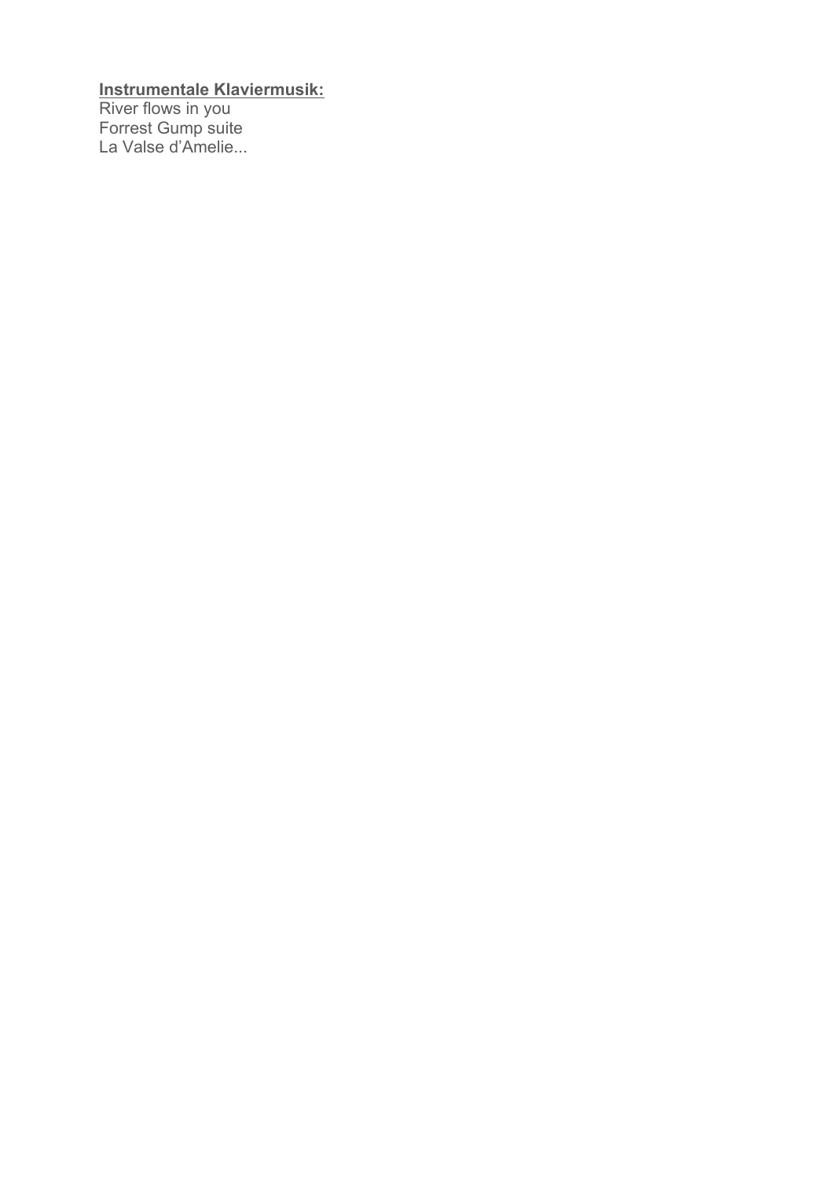**Instrumentale Klaviermusik:**

River flows in you
Forrest Gump suite
La Valse d'Amelie...